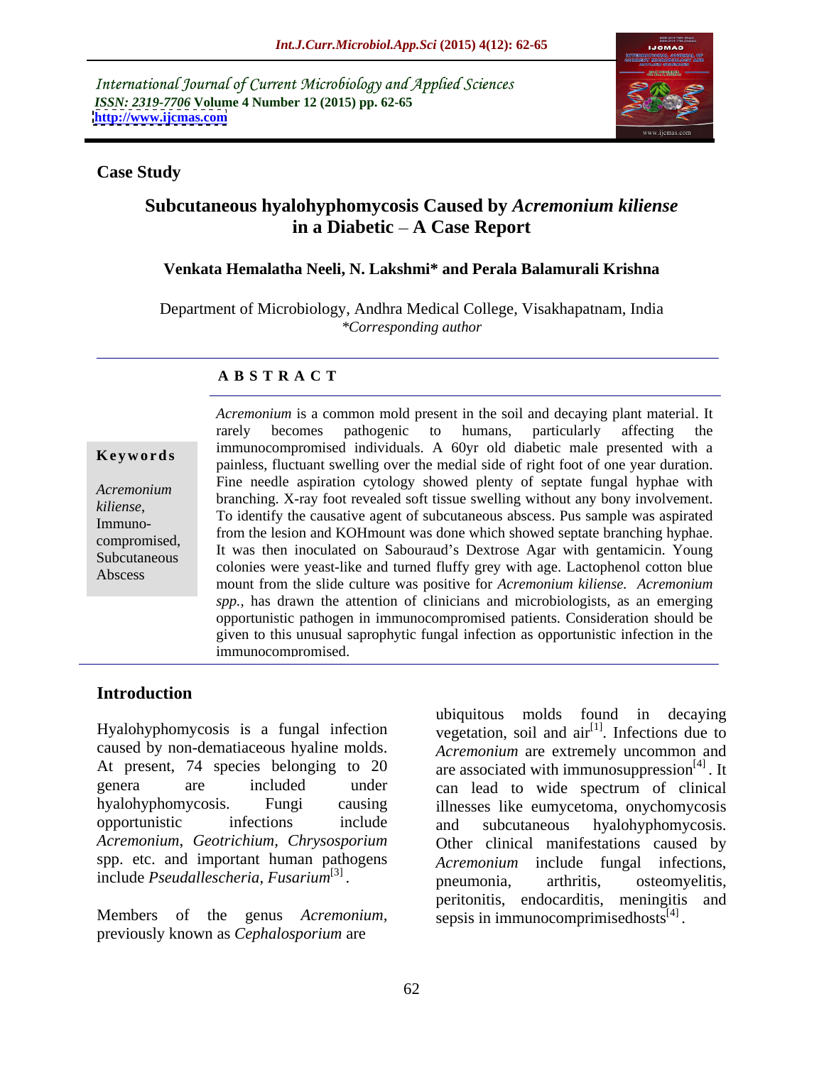International Journal of Current Microbiology and Applied Sciences
*ISSN: 2319-7706* **Volume 4 Number 12 (2015) pp. 62-65**
**http://www.ijcmas.com**

**Case Study**

# Subcutaneous hyalohyphomycosis Caused by *Acremonium kiliense* in a Diabetic – A Case Report

**Venkata Hemalatha Neeli, N. Lakshmi\* and Perala Balamurali Krishna**

Department of Microbiology, Andhra Medical College, Visakhapatnam, India
*\*Corresponding author*

## ABSTRACT

**Keywords**

*Acremonium kiliense*, Immuno-compromised, Subcutaneous Abscess

*Acremonium* is a common mold present in the soil and decaying plant material. It rarely becomes pathogenic to humans, particularly affecting the immunocompromised individuals. A 60yr old diabetic male presented with a painless, fluctuant swelling over the medial side of right foot of one year duration. Fine needle aspiration cytology showed plenty of septate fungal hyphae with branching. X-ray foot revealed soft tissue swelling without any bony involvement. To identify the causative agent of subcutaneous abscess. Pus sample was aspirated from the lesion and KOHmount was done which showed septate branching hyphae. It was then inoculated on Sabouraud's Dextrose Agar with gentamicin. Young colonies were yeast-like and turned fluffy grey with age. Lactophenol cotton blue mount from the slide culture was positive for *Acremonium kiliense. Acremonium spp.*, has drawn the attention of clinicians and microbiologists, as an emerging opportunistic pathogen in immunocompromised patients. Consideration should be given to this unusual saprophytic fungal infection as opportunistic infection in the immunocompromised.

## Introduction

Hyalohyphomycosis is a fungal infection caused by non-dematiaceous hyaline molds. At present, 74 species belonging to 20 genera are included under hyalohyphomycosis. Fungi causing opportunistic infections include *Acremonium*, *Geotrichium*, *Chrysosporium* spp. etc. and important human pathogens include *Pseudallescheria*, *Fusarium*[3].

Members of the genus *Acremonium*, previously known as *Cephalosporium* are ubiquitous molds found in decaying vegetation, soil and air[1]. Infections due to *Acremonium* are extremely uncommon and are associated with immunosuppression[4]. It can lead to wide spectrum of clinical illnesses like eumycetoma, onychomycosis and subcutaneous hyalohyphomycosis. Other clinical manifestations caused by *Acremonium* include fungal infections, pneumonia, arthritis, osteomyelitis, peritonitis, endocarditis, meningitis and sepsis in immunocomprimisedhosts[4].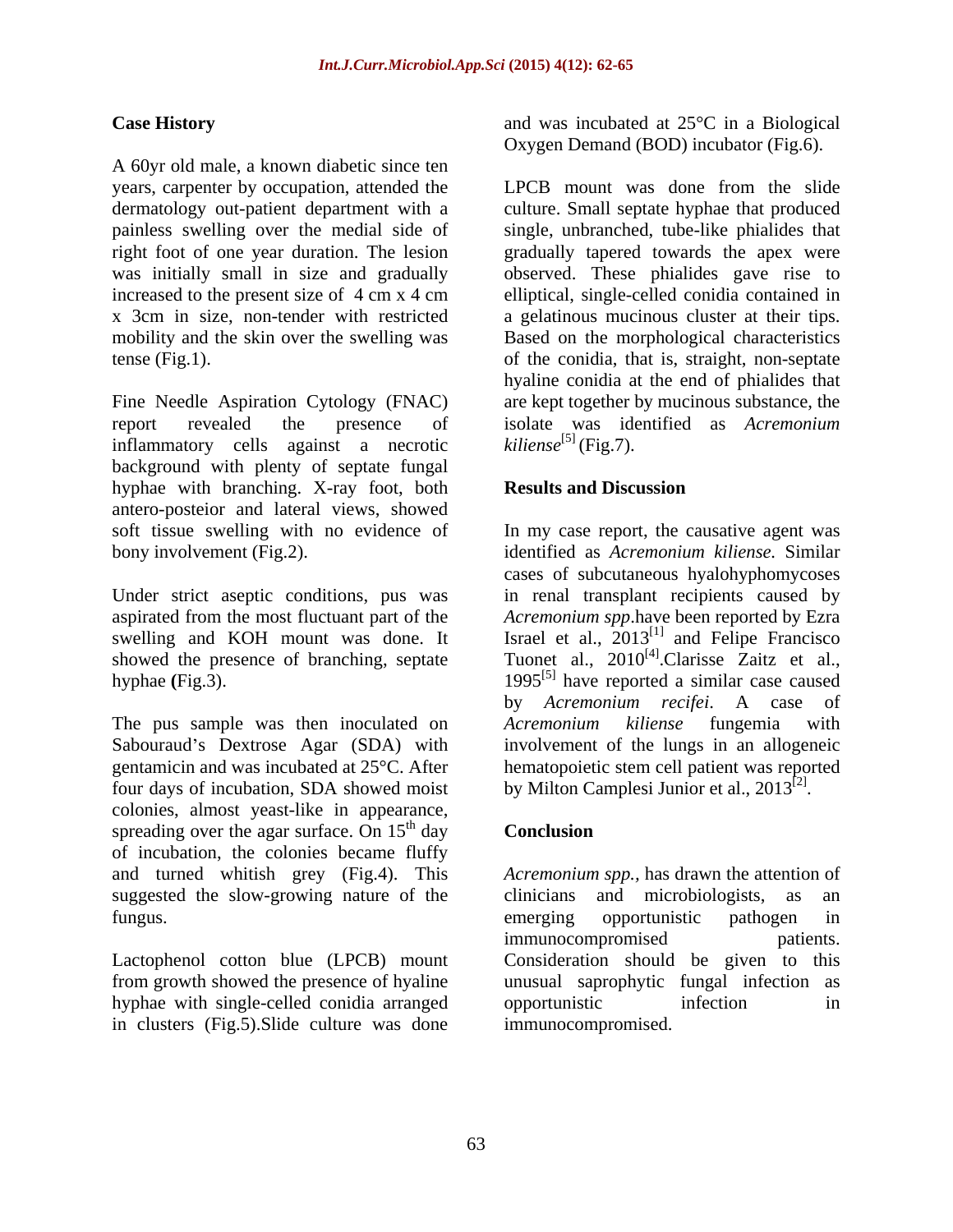## Case History

A 60yr old male, a known diabetic since ten years, carpenter by occupation, attended the dermatology out-patient department with a painless swelling over the medial side of right foot of one year duration. The lesion was initially small in size and gradually increased to the present size of 4 cm x 4 cm x 3cm in size, non-tender with restricted mobility and the skin over the swelling was tense (Fig.1).

Fine Needle Aspiration Cytology (FNAC) report revealed the presence of inflammatory cells against a necrotic background with plenty of septate fungal hyphae with branching. X-ray foot, both antero-posteior and lateral views, showed soft tissue swelling with no evidence of bony involvement (Fig.2).

Under strict aseptic conditions, pus was aspirated from the most fluctuant part of the swelling and KOH mount was done. It showed the presence of branching, septate hyphae **(**Fig.3).

The pus sample was then inoculated on Sabouraud's Dextrose Agar (SDA) with gentamicin and was incubated at 25°C. After four days of incubation, SDA showed moist colonies, almost yeast-like in appearance, spreading over the agar surface. On 15th day of incubation, the colonies became fluffy and turned whitish grey (Fig.4). This suggested the slow-growing nature of the fungus.

Lactophenol cotton blue (LPCB) mount from growth showed the presence of hyaline hyphae with single-celled conidia arranged in clusters (Fig.5).Slide culture was done and was incubated at 25°C in a Biological Oxygen Demand (BOD) incubator (Fig.6).

LPCB mount was done from the slide culture. Small septate hyphae that produced single, unbranched, tube-like phialides that gradually tapered towards the apex were observed. These phialides gave rise to elliptical, single-celled conidia contained in a gelatinous mucinous cluster at their tips. Based on the morphological characteristics of the conidia, that is, straight, non-septate hyaline conidia at the end of phialides that are kept together by mucinous substance, the isolate was identified as *Acremonium kiliense*[5] (Fig.7).

## Results and Discussion

In my case report, the causative agent was identified as *Acremonium kiliense.* Similar cases of subcutaneous hyalohyphomycoses in renal transplant recipients caused by *Acremonium spp*.have been reported by Ezra Israel et al., 2013[1] and Felipe Francisco Tuonet al., 2010[4].Clarisse Zaitz et al., 1995[5] have reported a similar case caused by *Acremonium recifei*. A case of *Acremonium kiliense* fungemia with involvement of the lungs in an allogeneic hematopoietic stem cell patient was reported by Milton Camplesi Junior et al., 2013[2].

## Conclusion

*Acremonium spp.*, has drawn the attention of clinicians and microbiologists, as an emerging opportunistic pathogen in immunocompromised patients. Consideration should be given to this unusual saprophytic fungal infection as opportunistic infection in immunocompromised.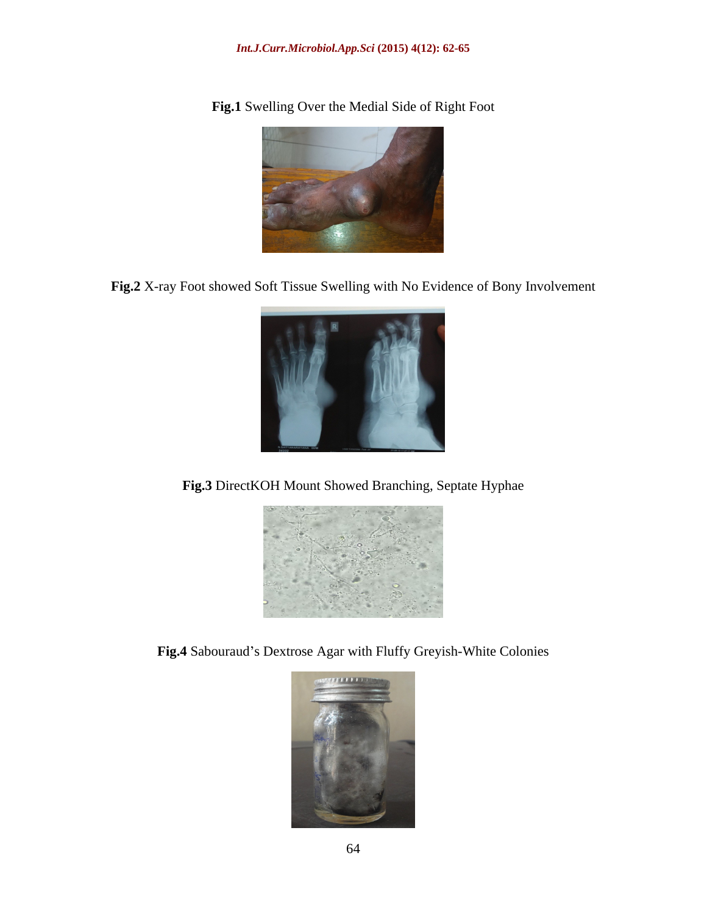**Fig.1** Swelling Over the Medial Side of Right Foot

**Fig.2** X-ray Foot showed Soft Tissue Swelling with No Evidence of Bony Involvement

**Fig.3** DirectKOH Mount Showed Branching, Septate Hyphae

**Fig.4** Sabouraud's Dextrose Agar with Fluffy Greyish-White Colonies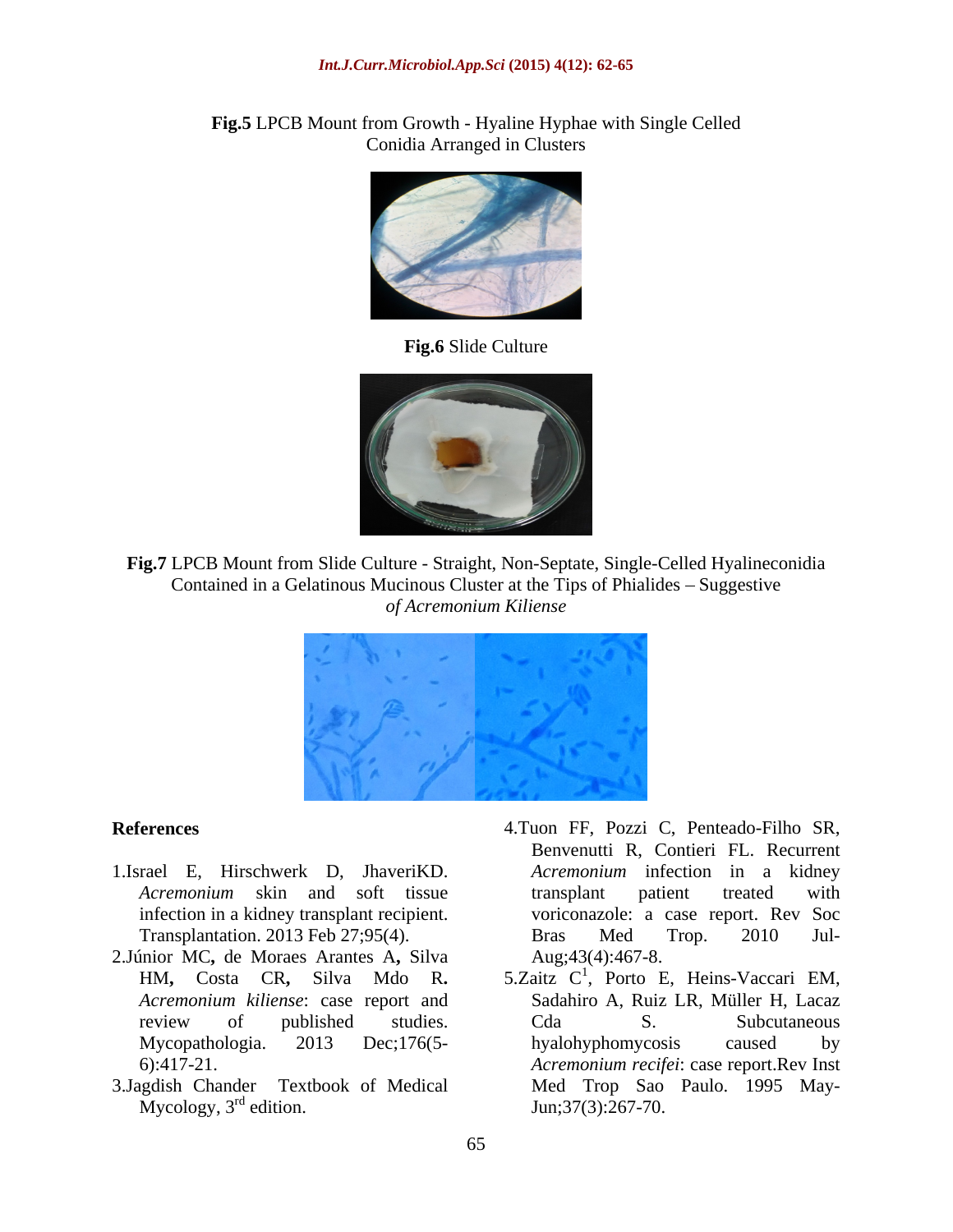**Fig.5** LPCB Mount from Growth - Hyaline Hyphae with Single Celled Conidia Arranged in Clusters

**Fig.6** Slide Culture

**Fig.7** LPCB Mount from Slide Culture - Straight, Non-Septate, Single-Celled Hyalineconidia Contained in a Gelatinous Mucinous Cluster at the Tips of Phialides – Suggestive *of Acremonium Kiliense*

## References

1. Israel E, Hirschwerk D, JhaveriKD. *Acremonium* skin and soft tissue infection in a kidney transplant recipient. Transplantation. 2013 Feb 27;95(4).
2. Júnior MC**,** de Moraes Arantes A**,** Silva HM**,** Costa CR**,** Silva Mdo R**.** *Acremonium kiliense*: case report and review of published studies. Mycopathologia. 2013 Dec;176(5-6):417-21.
3. Jagdish Chander Textbook of Medical Mycology, 3rd edition.
4. Tuon FF, Pozzi C, Penteado-Filho SR, Benvenutti R, Contieri FL. Recurrent *Acremonium* infection in a kidney transplant patient treated with voriconazole: a case report. Rev Soc Bras Med Trop. 2010 Jul-Aug;43(4):467-8.
5. Zaitz C[1], Porto E, Heins-Vaccari EM, Sadahiro A, Ruiz LR, Müller H, Lacaz Cda S. Subcutaneous hyalohyphomycosis caused by *Acremonium recifei*: case report.Rev Inst Med Trop Sao Paulo. 1995 May-Jun;37(3):267-70.